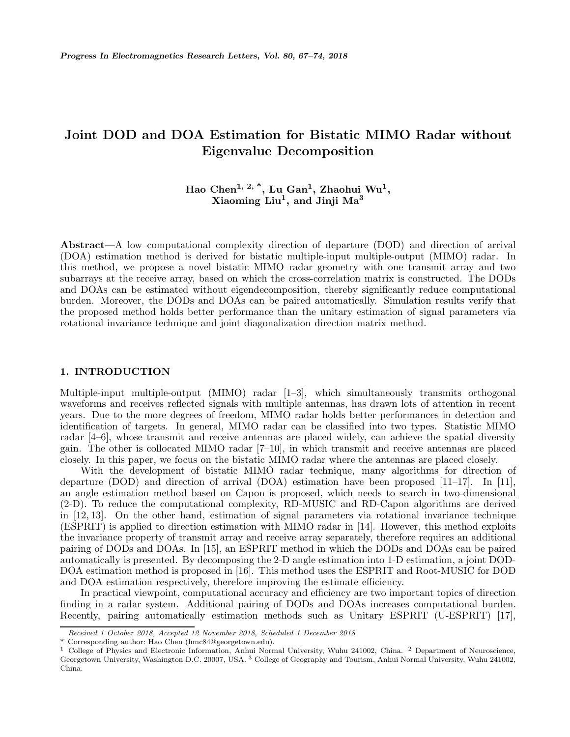# Joint DOD and DOA Estimation for Bistatic MIMO Radar without Eigenvalue Decomposition

**Hao Chen[1, 2, *], Lu Gan[1], Zhaohui Wu[1], Xiaoming Liu[1], and Jinji Ma[3]**

**Abstract**—A low computational complexity direction of departure (DOD) and direction of arrival (DOA) estimation method is derived for bistatic multiple-input multiple-output (MIMO) radar. In this method, we propose a novel bistatic MIMO radar geometry with one transmit array and two subarrays at the receive array, based on which the cross-correlation matrix is constructed. The DODs and DOAs can be estimated without eigendecomposition, thereby significantly reduce computational burden. Moreover, the DODs and DOAs can be paired automatically. Simulation results verify that the proposed method holds better performance than the unitary estimation of signal parameters via rotational invariance technique and joint diagonalization direction matrix method.

## 1. INTRODUCTION

Multiple-input multiple-output (MIMO) radar [1–3], which simultaneously transmits orthogonal waveforms and receives reflected signals with multiple antennas, has drawn lots of attention in recent years. Due to the more degrees of freedom, MIMO radar holds better performances in detection and identification of targets. In general, MIMO radar can be classified into two types. Statistic MIMO radar [4–6], whose transmit and receive antennas are placed widely, can achieve the spatial diversity gain. The other is collocated MIMO radar [7–10], in which transmit and receive antennas are placed closely. In this paper, we focus on the bistatic MIMO radar where the antennas are placed closely.

With the development of bistatic MIMO radar technique, many algorithms for direction of departure (DOD) and direction of arrival (DOA) estimation have been proposed [11–17]. In [11], an angle estimation method based on Capon is proposed, which needs to search in two-dimensional (2-D). To reduce the computational complexity, RD-MUSIC and RD-Capon algorithms are derived in [12, 13]. On the other hand, estimation of signal parameters via rotational invariance technique (ESPRIT) is applied to direction estimation with MIMO radar in [14]. However, this method exploits the invariance property of transmit array and receive array separately, therefore requires an additional pairing of DODs and DOAs. In [15], an ESPRIT method in which the DODs and DOAs can be paired automatically is presented. By decomposing the 2-D angle estimation into 1-D estimation, a joint DOD-DOA estimation method is proposed in [16]. This method uses the ESPRIT and Root-MUSIC for DOD and DOA estimation respectively, therefore improving the estimate efficiency.

In practical viewpoint, computational accuracy and efficiency are two important topics of direction finding in a radar system. Additional pairing of DODs and DOAs increases computational burden. Recently, pairing automatically estimation methods such as Unitary ESPRIT (U-ESPRIT) [17],

---

*Received 1 October 2018, Accepted 12 November 2018, Scheduled 1 December 2018*

\* Corresponding author: Hao Chen (hmc84@georgetown.edu).

[1] College of Physics and Electronic Information, Anhui Normal University, Wuhu 241002, China. [2] Department of Neuroscience, Georgetown University, Washington D.C. 20007, USA. [3] College of Geography and Tourism, Anhui Normal University, Wuhu 241002, China.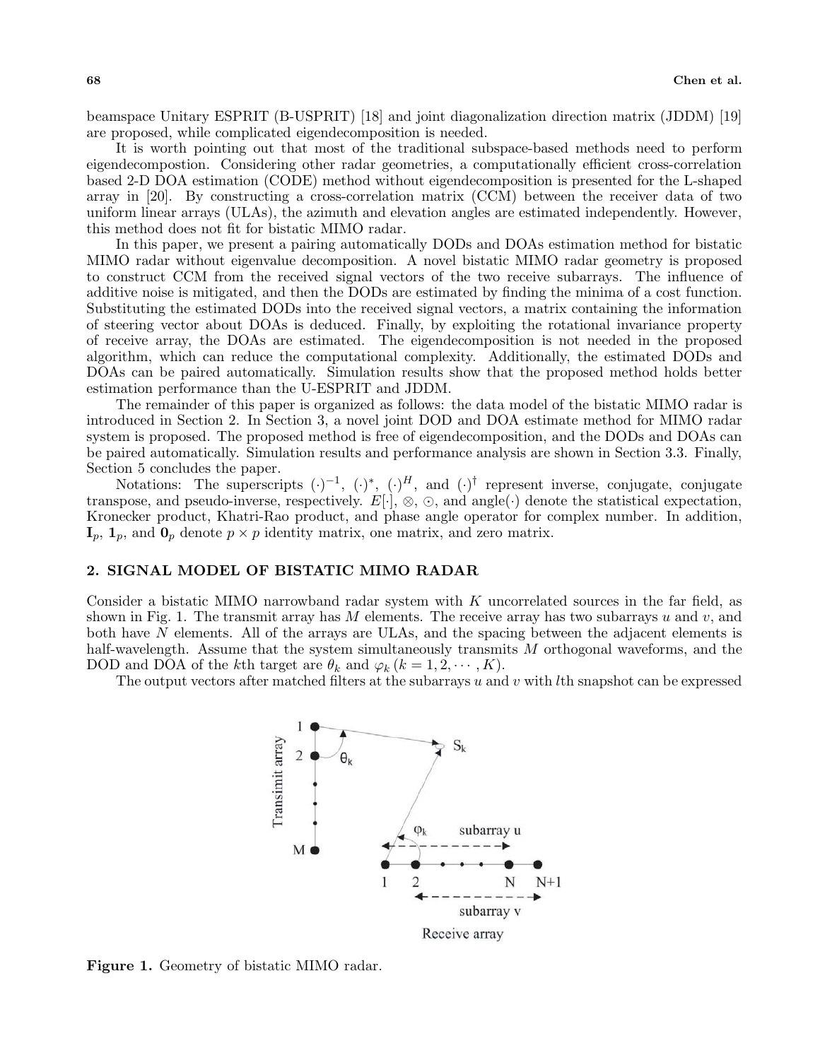beamspace Unitary ESPRIT (B-USPRIT) [18] and joint diagonalization direction matrix (JDDM) [19] are proposed, while complicated eigendecomposition is needed.

It is worth pointing out that most of the traditional subspace-based methods need to perform eigendecompostion. Considering other radar geometries, a computationally efficient cross-correlation based 2-D DOA estimation (CODE) method without eigendecomposition is presented for the L-shaped array in [20]. By constructing a cross-correlation matrix (CCM) between the receiver data of two uniform linear arrays (ULAs), the azimuth and elevation angles are estimated independently. However, this method does not fit for bistatic MIMO radar.

In this paper, we present a pairing automatically DODs and DOAs estimation method for bistatic MIMO radar without eigenvalue decomposition. A novel bistatic MIMO radar geometry is proposed to construct CCM from the received signal vectors of the two receive subarrays. The influence of additive noise is mitigated, and then the DODs are estimated by finding the minima of a cost function. Substituting the estimated DODs into the received signal vectors, a matrix containing the information of steering vector about DOAs is deduced. Finally, by exploiting the rotational invariance property of receive array, the DOAs are estimated. The eigendecomposition is not needed in the proposed algorithm, which can reduce the computational complexity. Additionally, the estimated DODs and DOAs can be paired automatically. Simulation results show that the proposed method holds better estimation performance than the U-ESPRIT and JDDM.

The remainder of this paper is organized as follows: the data model of the bistatic MIMO radar is introduced in Section 2. In Section 3, a novel joint DOD and DOA estimate method for MIMO radar system is proposed. The proposed method is free of eigendecomposition, and the DODs and DOAs can be paired automatically. Simulation results and performance analysis are shown in Section 3.3. Finally, Section 5 concludes the paper.

Notations: The superscripts $(\cdot)^{-1}$, $(\cdot)^*$, $(\cdot)^H$, and $(\cdot)^\dagger$ represent inverse, conjugate, conjugate transpose, and pseudo-inverse, respectively. $E[\cdot]$, $\otimes$, $\odot$, and angle$(\cdot)$ denote the statistical expectation, Kronecker product, Khatri-Rao product, and phase angle operator for complex number. In addition, $\mathbf{I}_p$, $\mathbf{1}_p$, and $\mathbf{0}_p$ denote $p \times p$ identity matrix, one matrix, and zero matrix.

## 2. SIGNAL MODEL OF BISTATIC MIMO RADAR

Consider a bistatic MIMO narrowband radar system with $K$ uncorrelated sources in the far field, as shown in Fig. 1. The transmit array has $M$ elements. The receive array has two subarrays $u$ and $v$, and both have $N$ elements. All of the arrays are ULAs, and the spacing between the adjacent elements is half-wavelength. Assume that the system simultaneously transmits $M$ orthogonal waveforms, and the DOD and DOA of the $k$th target are $\theta_k$ and $\varphi_k$ $(k = 1, 2, \cdots, K)$.

The output vectors after matched filters at the subarrays $u$ and $v$ with $l$th snapshot can be expressed

**Figure 1.** Geometry of bistatic MIMO radar.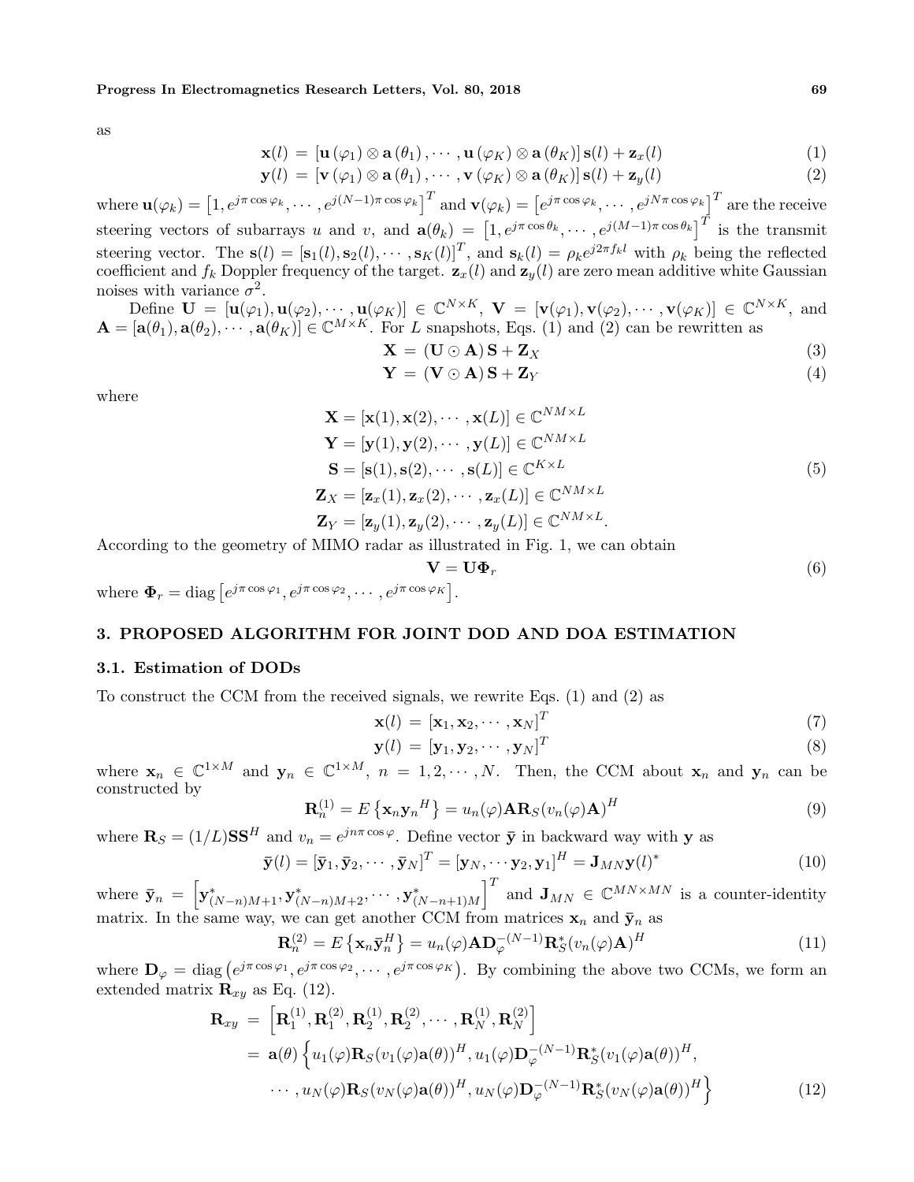as

$$\mathbf{x}(l) = [\mathbf{u}(\varphi_1) \otimes \mathbf{a}(\theta_1), \cdots, \mathbf{u}(\varphi_K) \otimes \mathbf{a}(\theta_K)] \mathbf{s}(l) + \mathbf{z}_x(l) \tag{1}$$

$$\mathbf{y}(l) = [\mathbf{v}(\varphi_1) \otimes \mathbf{a}(\theta_1), \cdots, \mathbf{v}(\varphi_K) \otimes \mathbf{a}(\theta_K)] \mathbf{s}(l) + \mathbf{z}_y(l) \tag{2}$$

where $\mathbf{u}(\varphi_k) = \left[1, e^{j\pi\cos\varphi_k}, \cdots, e^{j(N-1)\pi\cos\varphi_k}\right]^T$ and $\mathbf{v}(\varphi_k) = \left[e^{j\pi\cos\varphi_k}, \cdots, e^{jN\pi\cos\varphi_k}\right]^T$ are the receive steering vectors of subarrays $u$ and $v$, and $\mathbf{a}(\theta_k) = \left[1, e^{j\pi\cos\theta_k}, \cdots, e^{j(M-1)\pi\cos\theta_k}\right]^T$ is the transmit steering vector. The $\mathbf{s}(l) = [\mathbf{s}_1(l), \mathbf{s}_2(l), \cdots, \mathbf{s}_K(l)]^T$, and $\mathbf{s}_k(l) = \rho_k e^{j2\pi f_k l}$ with $\rho_k$ being the reflected coefficient and $f_k$ Doppler frequency of the target. $\mathbf{z}_x(l)$ and $\mathbf{z}_y(l)$ are zero mean additive white Gaussian noises with variance $\sigma^2$.

Define $\mathbf{U} = [\mathbf{u}(\varphi_1), \mathbf{u}(\varphi_2), \cdots, \mathbf{u}(\varphi_K)] \in \mathbb{C}^{N\times K}$, $\mathbf{V} = [\mathbf{v}(\varphi_1), \mathbf{v}(\varphi_2), \cdots, \mathbf{v}(\varphi_K)] \in \mathbb{C}^{N\times K}$, and $\mathbf{A} = [\mathbf{a}(\theta_1), \mathbf{a}(\theta_2), \cdots, \mathbf{a}(\theta_K)] \in \mathbb{C}^{M\times K}$. For $L$ snapshots, Eqs. (1) and (2) can be rewritten as

$$\mathbf{X} = (\mathbf{U} \odot \mathbf{A}) \mathbf{S} + \mathbf{Z}_X \tag{3}$$

$$\mathbf{Y} = (\mathbf{V} \odot \mathbf{A}) \mathbf{S} + \mathbf{Z}_Y \tag{4}$$

where

$$\begin{aligned}
\mathbf{X} &= [\mathbf{x}(1), \mathbf{x}(2), \cdots, \mathbf{x}(L)] \in \mathbb{C}^{NM\times L} \\
\mathbf{Y} &= [\mathbf{y}(1), \mathbf{y}(2), \cdots, \mathbf{y}(L)] \in \mathbb{C}^{NM\times L} \\
\mathbf{S} &= [\mathbf{s}(1), \mathbf{s}(2), \cdots, \mathbf{s}(L)] \in \mathbb{C}^{K\times L} \\
\mathbf{Z}_X &= [\mathbf{z}_x(1), \mathbf{z}_x(2), \cdots, \mathbf{z}_x(L)] \in \mathbb{C}^{NM\times L} \\
\mathbf{Z}_Y &= [\mathbf{z}_y(1), \mathbf{z}_y(2), \cdots, \mathbf{z}_y(L)] \in \mathbb{C}^{NM\times L}.
\end{aligned} \tag{5}$$

According to the geometry of MIMO radar as illustrated in Fig. 1, we can obtain

$$\mathbf{V} = \mathbf{U}\mathbf{\Phi}_r \tag{6}$$

where $\mathbf{\Phi}_r = \mathrm{diag}\left[e^{j\pi\cos\varphi_1}, e^{j\pi\cos\varphi_2}, \cdots, e^{j\pi\cos\varphi_K}\right]$.

## 3. PROPOSED ALGORITHM FOR JOINT DOD AND DOA ESTIMATION

### 3.1. Estimation of DODs

To construct the CCM from the received signals, we rewrite Eqs. (1) and (2) as

$$\mathbf{x}(l) = [\mathbf{x}_1, \mathbf{x}_2, \cdots, \mathbf{x}_N]^T \tag{7}$$

$$\mathbf{y}(l) = [\mathbf{y}_1, \mathbf{y}_2, \cdots, \mathbf{y}_N]^T \tag{8}$$

where $\mathbf{x}_n \in \mathbb{C}^{1\times M}$ and $\mathbf{y}_n \in \mathbb{C}^{1\times M}$, $n = 1, 2, \cdots, N$. Then, the CCM about $\mathbf{x}_n$ and $\mathbf{y}_n$ can be constructed by

$$\mathbf{R}_n^{(1)} = E\left\{\mathbf{x}_n {\mathbf{y}_n}^H\right\} = u_n(\varphi)\mathbf{A}\mathbf{R}_S(v_n(\varphi)\mathbf{A})^H \tag{9}$$

where $\mathbf{R}_S = (1/L)\mathbf{S}\mathbf{S}^H$ and $v_n = e^{jn\pi\cos\varphi}$. Define vector $\bar{\mathbf{y}}$ in backward way with $\mathbf{y}$ as

$$\bar{\mathbf{y}}(l) = [\bar{\mathbf{y}}_1, \bar{\mathbf{y}}_2, \cdots, \bar{\mathbf{y}}_N]^T = [\mathbf{y}_N, \cdots \mathbf{y}_2, \mathbf{y}_1]^H = \mathbf{J}_{MN}\mathbf{y}(l)^* \tag{10}$$

where $\bar{\mathbf{y}}_n = \left[\mathbf{y}^*_{(N-n)M+1}, \mathbf{y}^*_{(N-n)M+2}, \cdots, \mathbf{y}^*_{(N-n+1)M}\right]^T$ and $\mathbf{J}_{MN} \in \mathbb{C}^{MN\times MN}$ is a counter-identity matrix. In the same way, we can get another CCM from matrices $\mathbf{x}_n$ and $\bar{\mathbf{y}}_n$ as

$$\mathbf{R}_n^{(2)} = E\left\{\mathbf{x}_n \bar{\mathbf{y}}_n^H\right\} = u_n(\varphi)\mathbf{A}\mathbf{D}_\varphi^{-(N-1)}\mathbf{R}_S^*(v_n(\varphi)\mathbf{A})^H \tag{11}$$

where $\mathbf{D}_\varphi = \mathrm{diag}\left(e^{j\pi\cos\varphi_1}, e^{j\pi\cos\varphi_2}, \cdots, e^{j\pi\cos\varphi_K}\right)$. By combining the above two CCMs, we form an extended matrix $\mathbf{R}_{xy}$ as Eq. (12).

$$\begin{aligned}
\mathbf{R}_{xy} &= \left[\mathbf{R}_1^{(1)}, \mathbf{R}_1^{(2)}, \mathbf{R}_2^{(1)}, \mathbf{R}_2^{(2)}, \cdots, \mathbf{R}_N^{(1)}, \mathbf{R}_N^{(2)}\right] \\
&= \mathbf{a}(\theta)\left\{u_1(\varphi)\mathbf{R}_S(v_1(\varphi)\mathbf{a}(\theta))^H, u_1(\varphi)\mathbf{D}_\varphi^{-(N-1)}\mathbf{R}_S^*(v_1(\varphi)\mathbf{a}(\theta))^H,\right. \\
&\quad \left.\cdots, u_N(\varphi)\mathbf{R}_S(v_N(\varphi)\mathbf{a}(\theta))^H, u_N(\varphi)\mathbf{D}_\varphi^{-(N-1)}\mathbf{R}_S^*(v_N(\varphi)\mathbf{a}(\theta))^H\right\}
\end{aligned} \tag{12}$$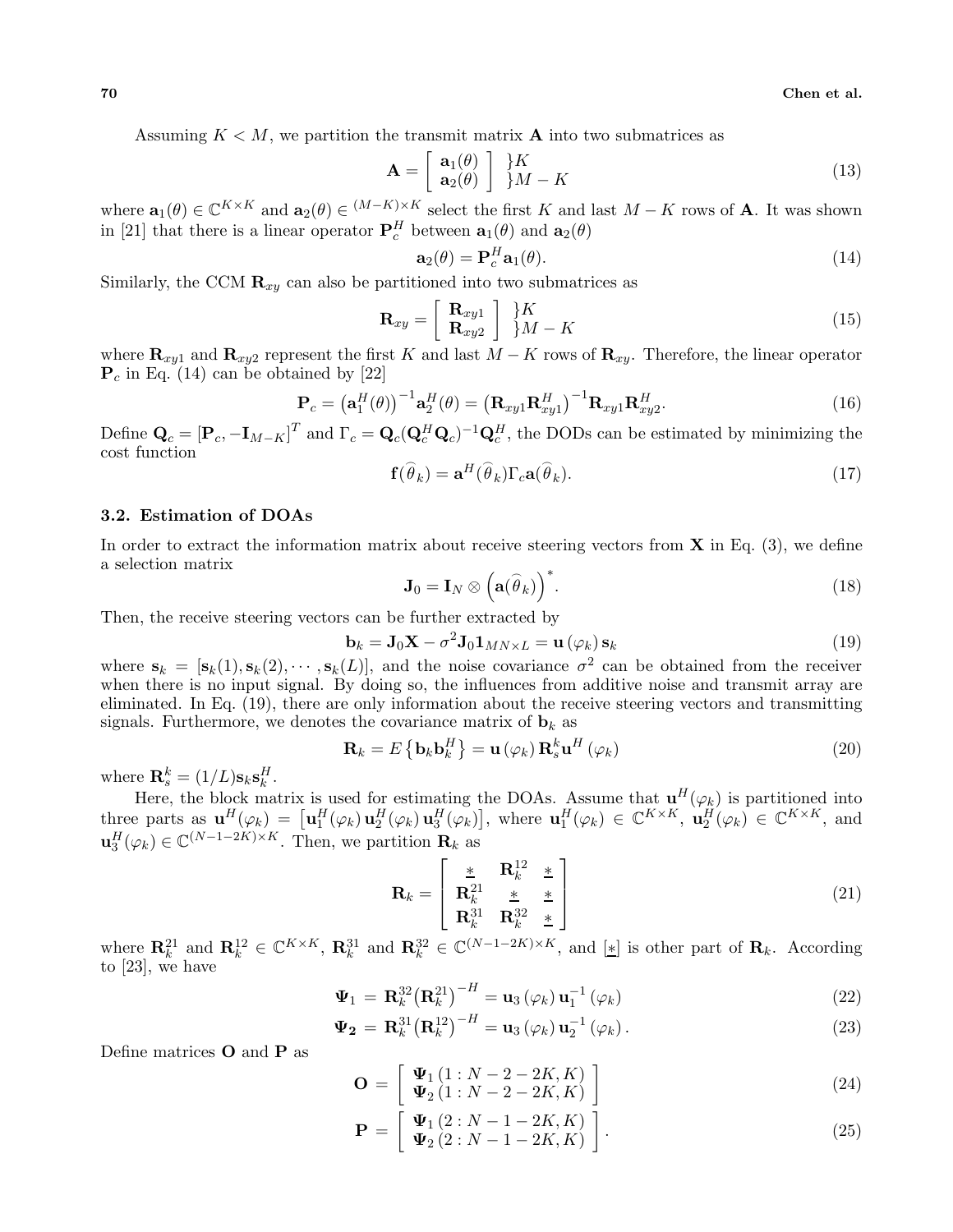Assuming $K < M$, we partition the transmit matrix $\mathbf{A}$ into two submatrices as

$$\mathbf{A} = \begin{bmatrix} \mathbf{a}_1(\theta) \\ \mathbf{a}_2(\theta) \end{bmatrix} \begin{matrix} \}K \\ \}M-K \end{matrix} \tag{13}$$

where $\mathbf{a}_1(\theta) \in \mathbb{C}^{K\times K}$ and $\mathbf{a}_2(\theta) \in {}^{(M-K)\times K}$ select the first $K$ and last $M-K$ rows of $\mathbf{A}$. It was shown in [21] that there is a linear operator $\mathbf{P}_c^H$ between $\mathbf{a}_1(\theta)$ and $\mathbf{a}_2(\theta)$

$$\mathbf{a}_2(\theta) = \mathbf{P}_c^H \mathbf{a}_1(\theta). \tag{14}$$

Similarly, the CCM $\mathbf{R}_{xy}$ can also be partitioned into two submatrices as

$$\mathbf{R}_{xy} = \begin{bmatrix} \mathbf{R}_{xy1} \\ \mathbf{R}_{xy2} \end{bmatrix} \begin{matrix} \}K \\ \}M-K \end{matrix} \tag{15}$$

where $\mathbf{R}_{xy1}$ and $\mathbf{R}_{xy2}$ represent the first $K$ and last $M-K$ rows of $\mathbf{R}_{xy}$. Therefore, the linear operator $\mathbf{P}_c$ in Eq. (14) can be obtained by [22]

$$\mathbf{P}_c = \left(\mathbf{a}_1^H(\theta)\right)^{-1}\mathbf{a}_2^H(\theta) = \left(\mathbf{R}_{xy1}\mathbf{R}_{xy1}^H\right)^{-1}\mathbf{R}_{xy1}\mathbf{R}_{xy2}^H. \tag{16}$$

Define $\mathbf{Q}_c = [\mathbf{P}_c, -\mathbf{I}_{M-K}]^T$ and $\Gamma_c = \mathbf{Q}_c(\mathbf{Q}_c^H\mathbf{Q}_c)^{-1}\mathbf{Q}_c^H$, the DODs can be estimated by minimizing the cost function

$$\mathbf{f}(\widehat{\theta}_k) = \mathbf{a}^H(\widehat{\theta}_k)\Gamma_c\mathbf{a}(\widehat{\theta}_k). \tag{17}$$

### 3.2. Estimation of DOAs

In order to extract the information matrix about receive steering vectors from $\mathbf{X}$ in Eq. (3), we define a selection matrix

$$\mathbf{J}_0 = \mathbf{I}_N \otimes \left(\mathbf{a}(\widehat{\theta}_k)\right)^*. \tag{18}$$

Then, the receive steering vectors can be further extracted by

$$\mathbf{b}_k = \mathbf{J}_0\mathbf{X} - \sigma^2\mathbf{J}_0\mathbf{1}_{MN\times L} = \mathbf{u}\left(\varphi_k\right)\mathbf{s}_k \tag{19}$$

where $\mathbf{s}_k = [\mathbf{s}_k(1), \mathbf{s}_k(2), \cdots, \mathbf{s}_k(L)]$, and the noise covariance $\sigma^2$ can be obtained from the receiver when there is no input signal. By doing so, the influences from additive noise and transmit array are eliminated. In Eq. (19), there are only information about the receive steering vectors and transmitting signals. Furthermore, we denotes the covariance matrix of $\mathbf{b}_k$ as

$$\mathbf{R}_k = E\left\{\mathbf{b}_k\mathbf{b}_k^H\right\} = \mathbf{u}\left(\varphi_k\right)\mathbf{R}_s^k\mathbf{u}^H\left(\varphi_k\right) \tag{20}$$

where $\mathbf{R}_s^k = (1/L)\mathbf{s}_k\mathbf{s}_k^H$.

Here, the block matrix is used for estimating the DOAs. Assume that $\mathbf{u}^H(\varphi_k)$ is partitioned into three parts as $\mathbf{u}^H(\varphi_k) = \left[\mathbf{u}_1^H(\varphi_k)\,\mathbf{u}_2^H(\varphi_k)\,\mathbf{u}_3^H(\varphi_k)\right]$, where $\mathbf{u}_1^H(\varphi_k) \in \mathbb{C}^{K\times K}$, $\mathbf{u}_2^H(\varphi_k) \in \mathbb{C}^{K\times K}$, and $\mathbf{u}_3^H(\varphi_k) \in \mathbb{C}^{(N-1-2K)\times K}$. Then, we partition $\mathbf{R}_k$ as

$$\mathbf{R}_k = \begin{bmatrix} \underline{*} & \mathbf{R}_k^{12} & \underline{*} \\ \mathbf{R}_k^{21} & \underline{*} & \underline{*} \\ \mathbf{R}_k^{31} & \mathbf{R}_k^{32} & \underline{*} \end{bmatrix} \tag{21}$$

where $\mathbf{R}_k^{21}$ and $\mathbf{R}_k^{12} \in \mathbb{C}^{K\times K}$, $\mathbf{R}_k^{31}$ and $\mathbf{R}_k^{32} \in \mathbb{C}^{(N-1-2K)\times K}$, and $[\underline{*}]$ is other part of $\mathbf{R}_k$. According to [23], we have

$$\mathbf{\Psi}_1 = \mathbf{R}_k^{32}\left(\mathbf{R}_k^{21}\right)^{-H} = \mathbf{u}_3\left(\varphi_k\right)\mathbf{u}_1^{-1}\left(\varphi_k\right) \tag{22}$$

$$\mathbf{\Psi}_2 = \mathbf{R}_k^{31}\left(\mathbf{R}_k^{12}\right)^{-H} = \mathbf{u}_3\left(\varphi_k\right)\mathbf{u}_2^{-1}\left(\varphi_k\right). \tag{23}$$

Define matrices $\mathbf{O}$ and $\mathbf{P}$ as

$$\mathbf{O} = \begin{bmatrix} \mathbf{\Psi}_1\left(1:N-2-2K, K\right) \\ \mathbf{\Psi}_2\left(1:N-2-2K, K\right) \end{bmatrix} \tag{24}$$

$$\mathbf{P} = \begin{bmatrix} \mathbf{\Psi}_1\left(2:N-1-2K, K\right) \\ \mathbf{\Psi}_2\left(2:N-1-2K, K\right) \end{bmatrix}. \tag{25}$$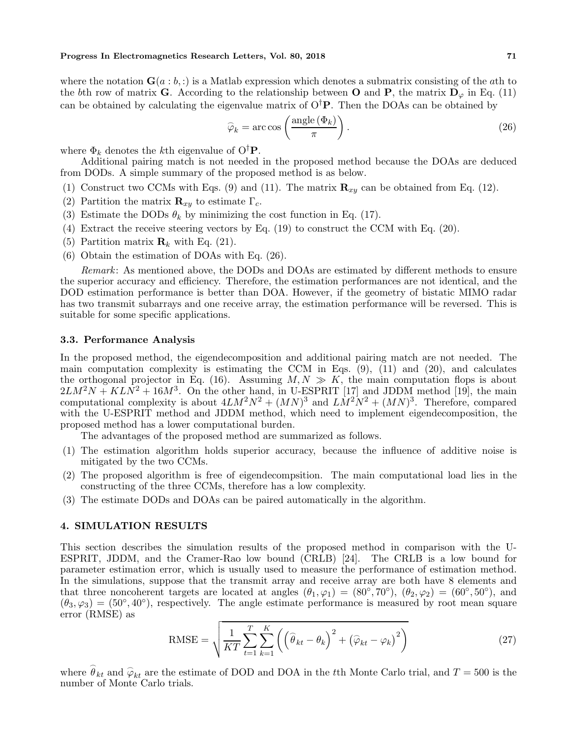where the notation $\mathbf{G}(a:b,:)$ is a Matlab expression which denotes a submatrix consisting of the $a$th to the $b$th row of matrix $\mathbf{G}$. According to the relationship between $\mathbf{O}$ and $\mathbf{P}$, the matrix $\mathbf{D}_{\varphi}$ in Eq. (11) can be obtained by calculating the eigenvalue matrix of $\mathrm{O}^{\dagger}\mathbf{P}$. Then the DOAs can be obtained by

$$\widehat{\varphi}_k = \arccos\left(\frac{\operatorname{angle}(\Phi_k)}{\pi}\right). \tag{26}$$

where $\Phi_k$ denotes the $k$th eigenvalue of $\mathrm{O}^{\dagger}\mathbf{P}$.

Additional pairing match is not needed in the proposed method because the DOAs are deduced from DODs. A simple summary of the proposed method is as below.

(1) Construct two CCMs with Eqs. (9) and (11). The matrix $\mathbf{R}_{xy}$ can be obtained from Eq. (12).
(2) Partition the matrix $\mathbf{R}_{xy}$ to estimate $\Gamma_c$.
(3) Estimate the DODs $\theta_k$ by minimizing the cost function in Eq. (17).
(4) Extract the receive steering vectors by Eq. (19) to construct the CCM with Eq. (20).
(5) Partition matrix $\mathbf{R}_k$ with Eq. (21).
(6) Obtain the estimation of DOAs with Eq. (26).

*Remark*: As mentioned above, the DODs and DOAs are estimated by different methods to ensure the superior accuracy and efficiency. Therefore, the estimation performances are not identical, and the DOD estimation performance is better than DOA. However, if the geometry of bistatic MIMO radar has two transmit subarrays and one receive array, the estimation performance will be reversed. This is suitable for some specific applications.

### 3.3. Performance Analysis

In the proposed method, the eigendecomposition and additional pairing match are not needed. The main computation complexity is estimating the CCM in Eqs. (9), (11) and (20), and calculates the orthogonal projector in Eq. (16). Assuming $M, N \gg K$, the main computation flops is about $2LM^2N + KLN^2 + 16M^3$. On the other hand, in U-ESPRIT [17] and JDDM method [19], the main computational complexity is about $4LM^2N^2 + (MN)^3$ and $LM^2N^2 + (MN)^3$. Therefore, compared with the U-ESPRIT method and JDDM method, which need to implement eigendecomposition, the proposed method has a lower computational burden.

The advantages of the proposed method are summarized as follows.

(1) The estimation algorithm holds superior accuracy, because the influence of additive noise is mitigated by the two CCMs.
(2) The proposed algorithm is free of eigendecompsition. The main computational load lies in the constructing of the three CCMs, therefore has a low complexity.
(3) The estimate DODs and DOAs can be paired automatically in the algorithm.

## 4. SIMULATION RESULTS

This section describes the simulation results of the proposed method in comparison with the U-ESPRIT, JDDM, and the Cramer-Rao low bound (CRLB) [24]. The CRLB is a low bound for parameter estimation error, which is usually used to measure the performance of estimation method. In the simulations, suppose that the transmit array and receive array are both have 8 elements and that three noncoherent targets are located at angles $(\theta_1, \varphi_1) = (80^\circ, 70^\circ)$, $(\theta_2, \varphi_2) = (60^\circ, 50^\circ)$, and $(\theta_3, \varphi_3) = (50^\circ, 40^\circ)$, respectively. The angle estimate performance is measured by root mean square error (RMSE) as

$$\mathrm{RMSE} = \sqrt{\frac{1}{KT}\sum_{t=1}^{T}\sum_{k=1}^{K}\left(\left(\widehat{\theta}_{kt} - \theta_k\right)^2 + \left(\widehat{\varphi}_{kt} - \varphi_k\right)^2\right)} \tag{27}$$

where $\widehat{\theta}_{kt}$ and $\widehat{\varphi}_{kt}$ are the estimate of DOD and DOA in the $t$th Monte Carlo trial, and $T = 500$ is the number of Monte Carlo trials.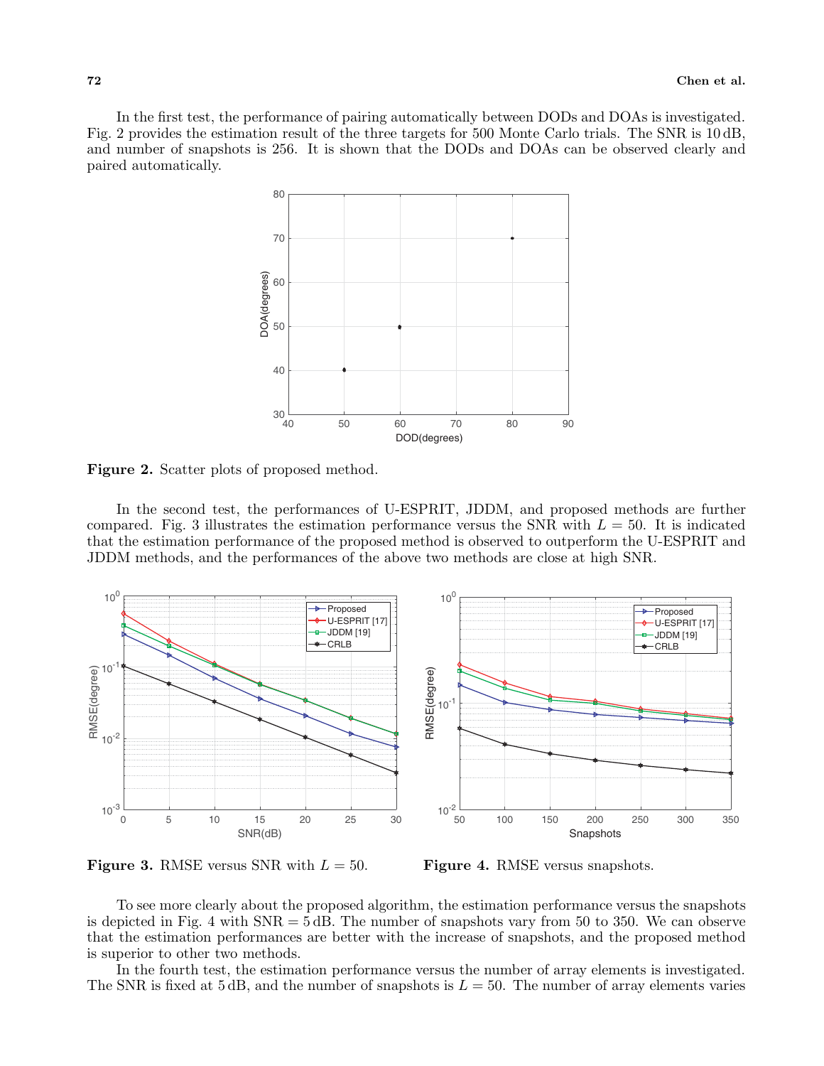In the first test, the performance of pairing automatically between DODs and DOAs is investigated. Fig. 2 provides the estimation result of the three targets for 500 Monte Carlo trials. The SNR is 10 dB, and number of snapshots is 256. It is shown that the DODs and DOAs can be observed clearly and paired automatically.

**Figure 2.** Scatter plots of proposed method.

In the second test, the performances of U-ESPRIT, JDDM, and proposed methods are further compared. Fig. 3 illustrates the estimation performance versus the SNR with $L = 50$. It is indicated that the estimation performance of the proposed method is observed to outperform the U-ESPRIT and JDDM methods, and the performances of the above two methods are close at high SNR.

**Figure 3.** RMSE versus SNR with $L = 50$.

**Figure 4.** RMSE versus snapshots.

To see more clearly about the proposed algorithm, the estimation performance versus the snapshots is depicted in Fig. 4 with SNR $= 5$ dB. The number of snapshots vary from 50 to 350. We can observe that the estimation performances are better with the increase of snapshots, and the proposed method is superior to other two methods.

In the fourth test, the estimation performance versus the number of array elements is investigated. The SNR is fixed at 5 dB, and the number of snapshots is $L = 50$. The number of array elements varies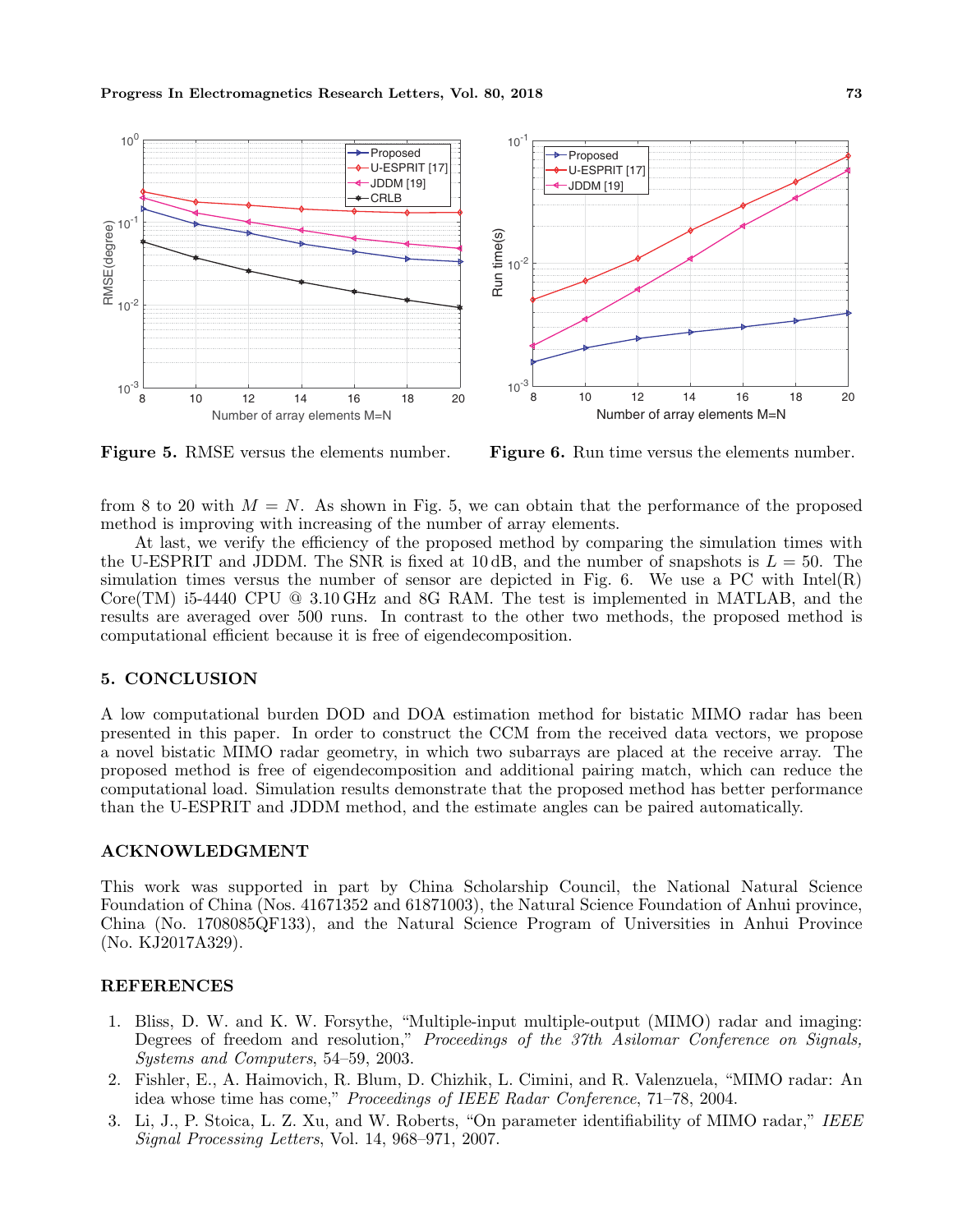Figure 5. RMSE versus the elements number.

Figure 6. Run time versus the elements number.

from 8 to 20 with $M = N$. As shown in Fig. 5, we can obtain that the performance of the proposed method is improving with increasing of the number of array elements.

At last, we verify the efficiency of the proposed method by comparing the simulation times with the U-ESPRIT and JDDM. The SNR is fixed at 10 dB, and the number of snapshots is $L = 50$. The simulation times versus the number of sensor are depicted in Fig. 6. We use a PC with Intel(R) Core(TM) i5-4440 CPU @ 3.10 GHz and 8G RAM. The test is implemented in MATLAB, and the results are averaged over 500 runs. In contrast to the other two methods, the proposed method is computational efficient because it is free of eigendecomposition.

## 5. CONCLUSION

A low computational burden DOD and DOA estimation method for bistatic MIMO radar has been presented in this paper. In order to construct the CCM from the received data vectors, we propose a novel bistatic MIMO radar geometry, in which two subarrays are placed at the receive array. The proposed method is free of eigendecomposition and additional pairing match, which can reduce the computational load. Simulation results demonstrate that the proposed method has better performance than the U-ESPRIT and JDDM method, and the estimate angles can be paired automatically.

## ACKNOWLEDGMENT

This work was supported in part by China Scholarship Council, the National Natural Science Foundation of China (Nos. 41671352 and 61871003), the Natural Science Foundation of Anhui province, China (No. 1708085QF133), and the Natural Science Program of Universities in Anhui Province (No. KJ2017A329).

## REFERENCES

1. Bliss, D. W. and K. W. Forsythe, "Multiple-input multiple-output (MIMO) radar and imaging: Degrees of freedom and resolution," *Proceedings of the 37th Asilomar Conference on Signals, Systems and Computers*, 54–59, 2003.
2. Fishler, E., A. Haimovich, R. Blum, D. Chizhik, L. Cimini, and R. Valenzuela, "MIMO radar: An idea whose time has come," *Proceedings of IEEE Radar Conference*, 71–78, 2004.
3. Li, J., P. Stoica, L. Z. Xu, and W. Roberts, "On parameter identifiability of MIMO radar," *IEEE Signal Processing Letters*, Vol. 14, 968–971, 2007.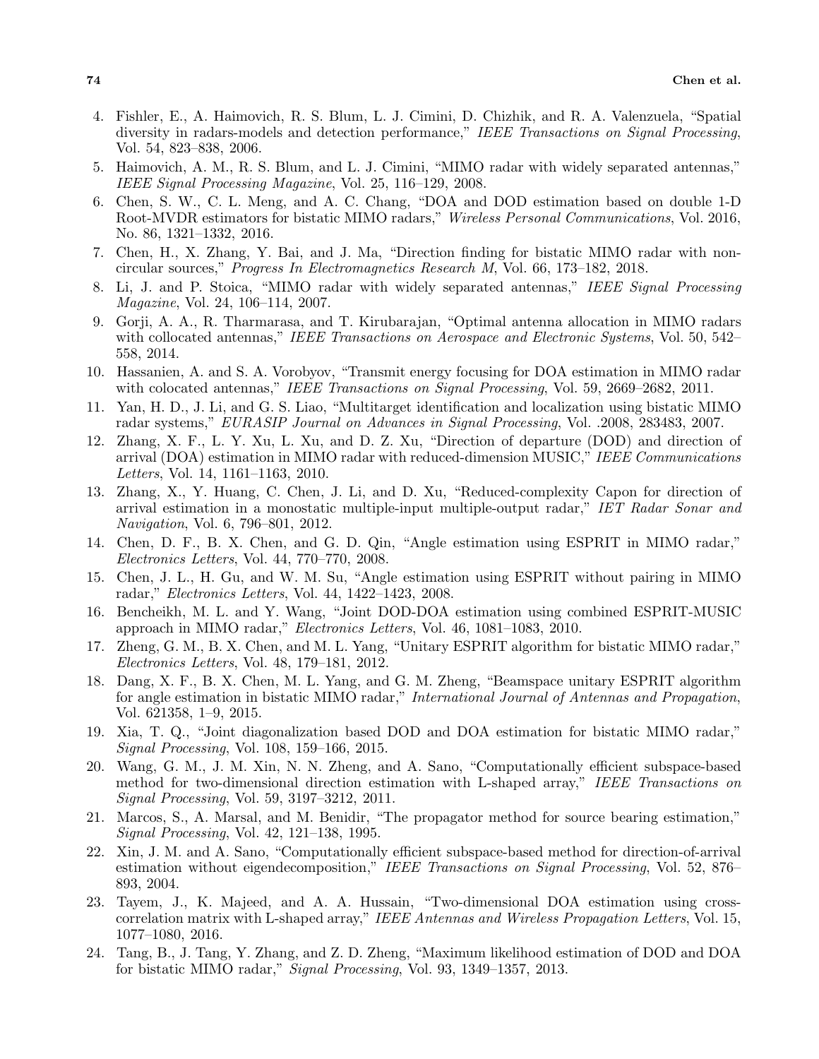4. Fishler, E., A. Haimovich, R. S. Blum, L. J. Cimini, D. Chizhik, and R. A. Valenzuela, "Spatial diversity in radars-models and detection performance," *IEEE Transactions on Signal Processing*, Vol. 54, 823–838, 2006.
5. Haimovich, A. M., R. S. Blum, and L. J. Cimini, "MIMO radar with widely separated antennas," *IEEE Signal Processing Magazine*, Vol. 25, 116–129, 2008.
6. Chen, S. W., C. L. Meng, and A. C. Chang, "DOA and DOD estimation based on double 1-D Root-MVDR estimators for bistatic MIMO radars," *Wireless Personal Communications*, Vol. 2016, No. 86, 1321–1332, 2016.
7. Chen, H., X. Zhang, Y. Bai, and J. Ma, "Direction finding for bistatic MIMO radar with non-circular sources," *Progress In Electromagnetics Research M*, Vol. 66, 173–182, 2018.
8. Li, J. and P. Stoica, "MIMO radar with widely separated antennas," *IEEE Signal Processing Magazine*, Vol. 24, 106–114, 2007.
9. Gorji, A. A., R. Tharmarasa, and T. Kirubarajan, "Optimal antenna allocation in MIMO radars with collocated antennas," *IEEE Transactions on Aerospace and Electronic Systems*, Vol. 50, 542–558, 2014.
10. Hassanien, A. and S. A. Vorobyov, "Transmit energy focusing for DOA estimation in MIMO radar with colocated antennas," *IEEE Transactions on Signal Processing*, Vol. 59, 2669–2682, 2011.
11. Yan, H. D., J. Li, and G. S. Liao, "Multitarget identification and localization using bistatic MIMO radar systems," *EURASIP Journal on Advances in Signal Processing*, Vol. .2008, 283483, 2007.
12. Zhang, X. F., L. Y. Xu, L. Xu, and D. Z. Xu, "Direction of departure (DOD) and direction of arrival (DOA) estimation in MIMO radar with reduced-dimension MUSIC," *IEEE Communications Letters*, Vol. 14, 1161–1163, 2010.
13. Zhang, X., Y. Huang, C. Chen, J. Li, and D. Xu, "Reduced-complexity Capon for direction of arrival estimation in a monostatic multiple-input multiple-output radar," *IET Radar Sonar and Navigation*, Vol. 6, 796–801, 2012.
14. Chen, D. F., B. X. Chen, and G. D. Qin, "Angle estimation using ESPRIT in MIMO radar," *Electronics Letters*, Vol. 44, 770–770, 2008.
15. Chen, J. L., H. Gu, and W. M. Su, "Angle estimation using ESPRIT without pairing in MIMO radar," *Electronics Letters*, Vol. 44, 1422–1423, 2008.
16. Bencheikh, M. L. and Y. Wang, "Joint DOD-DOA estimation using combined ESPRIT-MUSIC approach in MIMO radar," *Electronics Letters*, Vol. 46, 1081–1083, 2010.
17. Zheng, G. M., B. X. Chen, and M. L. Yang, "Unitary ESPRIT algorithm for bistatic MIMO radar," *Electronics Letters*, Vol. 48, 179–181, 2012.
18. Dang, X. F., B. X. Chen, M. L. Yang, and G. M. Zheng, "Beamspace unitary ESPRIT algorithm for angle estimation in bistatic MIMO radar," *International Journal of Antennas and Propagation*, Vol. 621358, 1–9, 2015.
19. Xia, T. Q., "Joint diagonalization based DOD and DOA estimation for bistatic MIMO radar," *Signal Processing*, Vol. 108, 159–166, 2015.
20. Wang, G. M., J. M. Xin, N. N. Zheng, and A. Sano, "Computationally efficient subspace-based method for two-dimensional direction estimation with L-shaped array," *IEEE Transactions on Signal Processing*, Vol. 59, 3197–3212, 2011.
21. Marcos, S., A. Marsal, and M. Benidir, "The propagator method for source bearing estimation," *Signal Processing*, Vol. 42, 121–138, 1995.
22. Xin, J. M. and A. Sano, "Computationally efficient subspace-based method for direction-of-arrival estimation without eigendecomposition," *IEEE Transactions on Signal Processing*, Vol. 52, 876–893, 2004.
23. Tayem, J., K. Majeed, and A. A. Hussain, "Two-dimensional DOA estimation using cross-correlation matrix with L-shaped array," *IEEE Antennas and Wireless Propagation Letters*, Vol. 15, 1077–1080, 2016.
24. Tang, B., J. Tang, Y. Zhang, and Z. D. Zheng, "Maximum likelihood estimation of DOD and DOA for bistatic MIMO radar," *Signal Processing*, Vol. 93, 1349–1357, 2013.